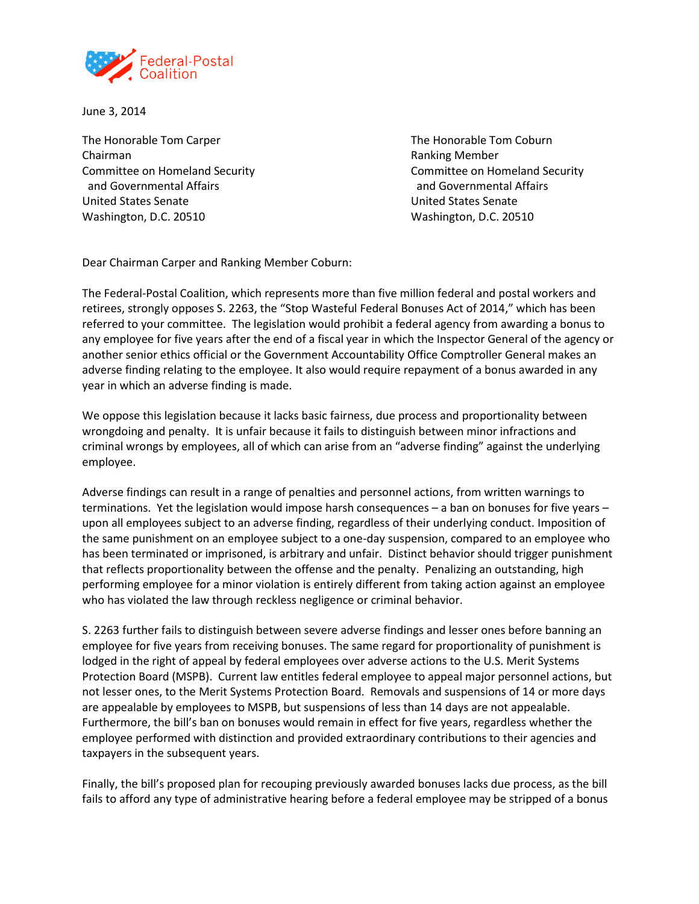Federal-Postal Coalition

June 3, 2014

The Honorable Tom Carper
Chairman
Committee on Homeland Security
and Governmental Affairs
United States Senate
Washington, D.C. 20510

The Honorable Tom Coburn
Ranking Member
Committee on Homeland Security
and Governmental Affairs
United States Senate
Washington, D.C. 20510

Dear Chairman Carper and Ranking Member Coburn:

The Federal-Postal Coalition, which represents more than five million federal and postal workers and retirees, strongly opposes S. 2263, the "Stop Wasteful Federal Bonuses Act of 2014," which has been referred to your committee. The legislation would prohibit a federal agency from awarding a bonus to any employee for five years after the end of a fiscal year in which the Inspector General of the agency or another senior ethics official or the Government Accountability Office Comptroller General makes an adverse finding relating to the employee. It also would require repayment of a bonus awarded in any year in which an adverse finding is made.

We oppose this legislation because it lacks basic fairness, due process and proportionality between wrongdoing and penalty. It is unfair because it fails to distinguish between minor infractions and criminal wrongs by employees, all of which can arise from an "adverse finding" against the underlying employee.

Adverse findings can result in a range of penalties and personnel actions, from written warnings to terminations. Yet the legislation would impose harsh consequences – a ban on bonuses for five years – upon all employees subject to an adverse finding, regardless of their underlying conduct. Imposition of the same punishment on an employee subject to a one-day suspension, compared to an employee who has been terminated or imprisoned, is arbitrary and unfair. Distinct behavior should trigger punishment that reflects proportionality between the offense and the penalty. Penalizing an outstanding, high performing employee for a minor violation is entirely different from taking action against an employee who has violated the law through reckless negligence or criminal behavior.

S. 2263 further fails to distinguish between severe adverse findings and lesser ones before banning an employee for five years from receiving bonuses. The same regard for proportionality of punishment is lodged in the right of appeal by federal employees over adverse actions to the U.S. Merit Systems Protection Board (MSPB). Current law entitles federal employee to appeal major personnel actions, but not lesser ones, to the Merit Systems Protection Board. Removals and suspensions of 14 or more days are appealable by employees to MSPB, but suspensions of less than 14 days are not appealable. Furthermore, the bill's ban on bonuses would remain in effect for five years, regardless whether the employee performed with distinction and provided extraordinary contributions to their agencies and taxpayers in the subsequent years.

Finally, the bill's proposed plan for recouping previously awarded bonuses lacks due process, as the bill fails to afford any type of administrative hearing before a federal employee may be stripped of a bonus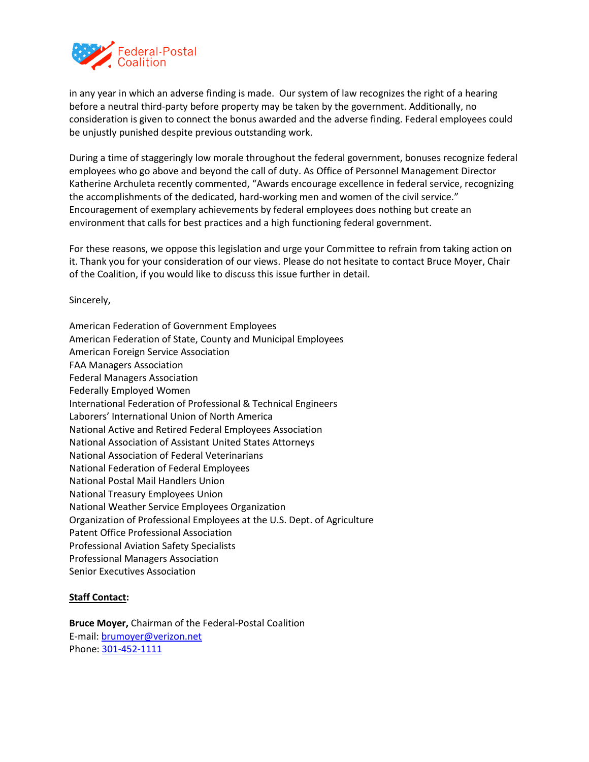in any year in which an adverse finding is made. Our system of law recognizes the right of a hearing before a neutral third-party before property may be taken by the government. Additionally, no consideration is given to connect the bonus awarded and the adverse finding. Federal employees could be unjustly punished despite previous outstanding work.

During a time of staggeringly low morale throughout the federal government, bonuses recognize federal employees who go above and beyond the call of duty. As Office of Personnel Management Director Katherine Archuleta recently commented, "Awards encourage excellence in federal service, recognizing the accomplishments of the dedicated, hard-working men and women of the civil service." Encouragement of exemplary achievements by federal employees does nothing but create an environment that calls for best practices and a high functioning federal government.

For these reasons, we oppose this legislation and urge your Committee to refrain from taking action on it. Thank you for your consideration of our views. Please do not hesitate to contact Bruce Moyer, Chair of the Coalition, if you would like to discuss this issue further in detail.

Sincerely,

American Federation of Government Employees
American Federation of State, County and Municipal Employees
American Foreign Service Association
FAA Managers Association
Federal Managers Association
Federally Employed Women
International Federation of Professional & Technical Engineers
Laborers' International Union of North America
National Active and Retired Federal Employees Association
National Association of Assistant United States Attorneys
National Association of Federal Veterinarians
National Federation of Federal Employees
National Postal Mail Handlers Union
National Treasury Employees Union
National Weather Service Employees Organization
Organization of Professional Employees at the U.S. Dept. of Agriculture
Patent Office Professional Association
Professional Aviation Safety Specialists
Professional Managers Association
Senior Executives Association

**Staff Contact:**

**Bruce Moyer,** Chairman of the Federal-Postal Coalition
E-mail: brumoyer@verizon.net
Phone: 301-452-1111